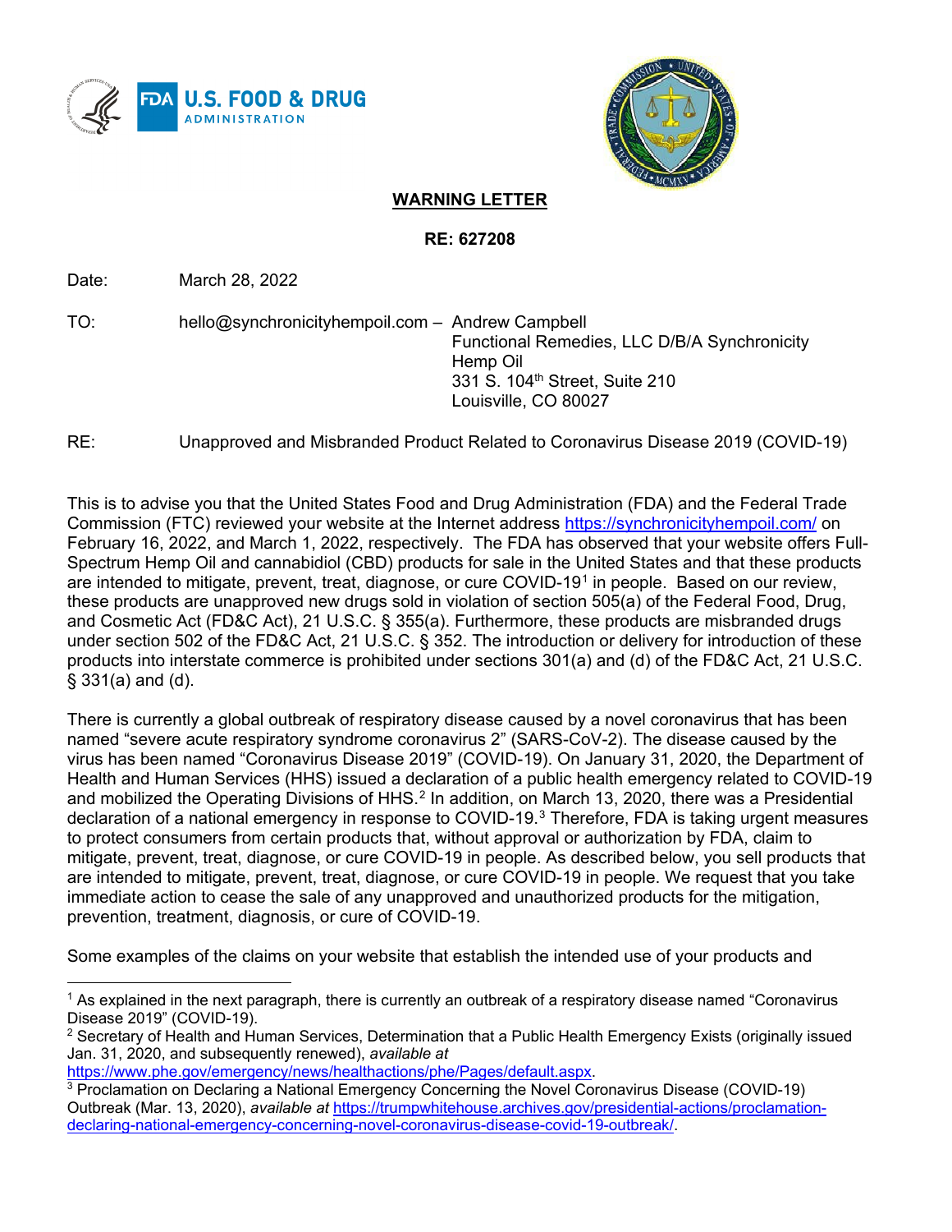**WARNING LETTER**

**RE: 627208**

Date: March 28, 2022

TO: hello@synchronicityhempoil.com – Andrew Campbell
Functional Remedies, LLC D/B/A Synchronicity Hemp Oil
331 S. 104th Street, Suite 210
Louisville, CO 80027

RE: Unapproved and Misbranded Product Related to Coronavirus Disease 2019 (COVID-19)

This is to advise you that the United States Food and Drug Administration (FDA) and the Federal Trade Commission (FTC) reviewed your website at the Internet address https://synchronicityhempoil.com/ on February 16, 2022, and March 1, 2022, respectively. The FDA has observed that your website offers Full-Spectrum Hemp Oil and cannabidiol (CBD) products for sale in the United States and that these products are intended to mitigate, prevent, treat, diagnose, or cure COVID-19[1] in people. Based on our review, these products are unapproved new drugs sold in violation of section 505(a) of the Federal Food, Drug, and Cosmetic Act (FD&C Act), 21 U.S.C. § 355(a). Furthermore, these products are misbranded drugs under section 502 of the FD&C Act, 21 U.S.C. § 352. The introduction or delivery for introduction of these products into interstate commerce is prohibited under sections 301(a) and (d) of the FD&C Act, 21 U.S.C. § 331(a) and (d).

There is currently a global outbreak of respiratory disease caused by a novel coronavirus that has been named "severe acute respiratory syndrome coronavirus 2" (SARS-CoV-2). The disease caused by the virus has been named "Coronavirus Disease 2019" (COVID-19). On January 31, 2020, the Department of Health and Human Services (HHS) issued a declaration of a public health emergency related to COVID-19 and mobilized the Operating Divisions of HHS.[2] In addition, on March 13, 2020, there was a Presidential declaration of a national emergency in response to COVID-19.[3] Therefore, FDA is taking urgent measures to protect consumers from certain products that, without approval or authorization by FDA, claim to mitigate, prevent, treat, diagnose, or cure COVID-19 in people. As described below, you sell products that are intended to mitigate, prevent, treat, diagnose, or cure COVID-19 in people. We request that you take immediate action to cease the sale of any unapproved and unauthorized products for the mitigation, prevention, treatment, diagnosis, or cure of COVID-19.

Some examples of the claims on your website that establish the intended use of your products and

---

[1] As explained in the next paragraph, there is currently an outbreak of a respiratory disease named "Coronavirus Disease 2019" (COVID-19).

[2] Secretary of Health and Human Services, Determination that a Public Health Emergency Exists (originally issued Jan. 31, 2020, and subsequently renewed), *available at* https://www.phe.gov/emergency/news/healthactions/phe/Pages/default.aspx.

[3] Proclamation on Declaring a National Emergency Concerning the Novel Coronavirus Disease (COVID-19) Outbreak (Mar. 13, 2020), *available at* https://trumpwhitehouse.archives.gov/presidential-actions/proclamation-declaring-national-emergency-concerning-novel-coronavirus-disease-covid-19-outbreak/.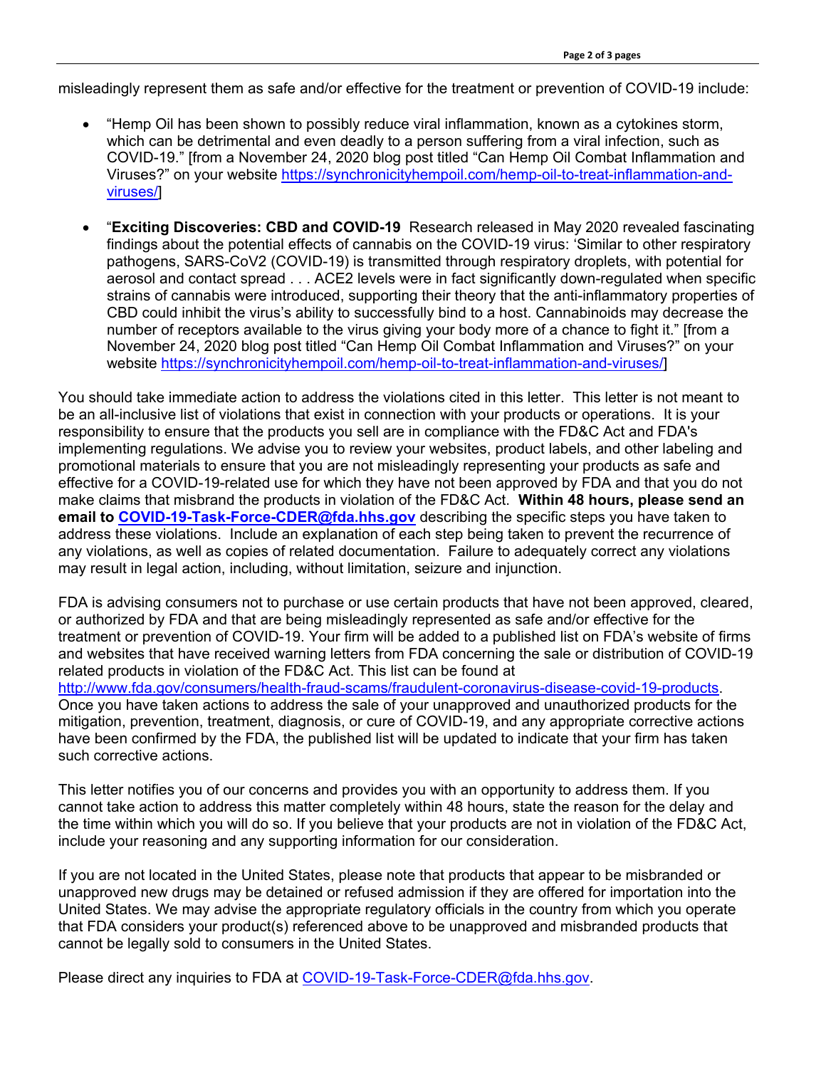misleadingly represent them as safe and/or effective for the treatment or prevention of COVID-19 include:

- "Hemp Oil has been shown to possibly reduce viral inflammation, known as a cytokines storm, which can be detrimental and even deadly to a person suffering from a viral infection, such as COVID-19." [from a November 24, 2020 blog post titled "Can Hemp Oil Combat Inflammation and Viruses?" on your website https://synchronicityhempoil.com/hemp-oil-to-treat-inflammation-and-viruses/]

- "**Exciting Discoveries: CBD and COVID-19** Research released in May 2020 revealed fascinating findings about the potential effects of cannabis on the COVID-19 virus: 'Similar to other respiratory pathogens, SARS-CoV2 (COVID-19) is transmitted through respiratory droplets, with potential for aerosol and contact spread . . . ACE2 levels were in fact significantly down-regulated when specific strains of cannabis were introduced, supporting their theory that the anti-inflammatory properties of CBD could inhibit the virus's ability to successfully bind to a host. Cannabinoids may decrease the number of receptors available to the virus giving your body more of a chance to fight it." [from a November 24, 2020 blog post titled "Can Hemp Oil Combat Inflammation and Viruses?" on your website https://synchronicityhempoil.com/hemp-oil-to-treat-inflammation-and-viruses/]

You should take immediate action to address the violations cited in this letter. This letter is not meant to be an all-inclusive list of violations that exist in connection with your products or operations. It is your responsibility to ensure that the products you sell are in compliance with the FD&C Act and FDA's implementing regulations. We advise you to review your websites, product labels, and other labeling and promotional materials to ensure that you are not misleadingly representing your products as safe and effective for a COVID-19-related use for which they have not been approved by FDA and that you do not make claims that misbrand the products in violation of the FD&C Act. **Within 48 hours, please send an email to COVID-19-Task-Force-CDER@fda.hhs.gov** describing the specific steps you have taken to address these violations. Include an explanation of each step being taken to prevent the recurrence of any violations, as well as copies of related documentation. Failure to adequately correct any violations may result in legal action, including, without limitation, seizure and injunction.

FDA is advising consumers not to purchase or use certain products that have not been approved, cleared, or authorized by FDA and that are being misleadingly represented as safe and/or effective for the treatment or prevention of COVID-19. Your firm will be added to a published list on FDA's website of firms and websites that have received warning letters from FDA concerning the sale or distribution of COVID-19 related products in violation of the FD&C Act. This list can be found at http://www.fda.gov/consumers/health-fraud-scams/fraudulent-coronavirus-disease-covid-19-products. Once you have taken actions to address the sale of your unapproved and unauthorized products for the mitigation, prevention, treatment, diagnosis, or cure of COVID-19, and any appropriate corrective actions have been confirmed by the FDA, the published list will be updated to indicate that your firm has taken such corrective actions.

This letter notifies you of our concerns and provides you with an opportunity to address them. If you cannot take action to address this matter completely within 48 hours, state the reason for the delay and the time within which you will do so. If you believe that your products are not in violation of the FD&C Act, include your reasoning and any supporting information for our consideration.

If you are not located in the United States, please note that products that appear to be misbranded or unapproved new drugs may be detained or refused admission if they are offered for importation into the United States. We may advise the appropriate regulatory officials in the country from which you operate that FDA considers your product(s) referenced above to be unapproved and misbranded products that cannot be legally sold to consumers in the United States.

Please direct any inquiries to FDA at COVID-19-Task-Force-CDER@fda.hhs.gov.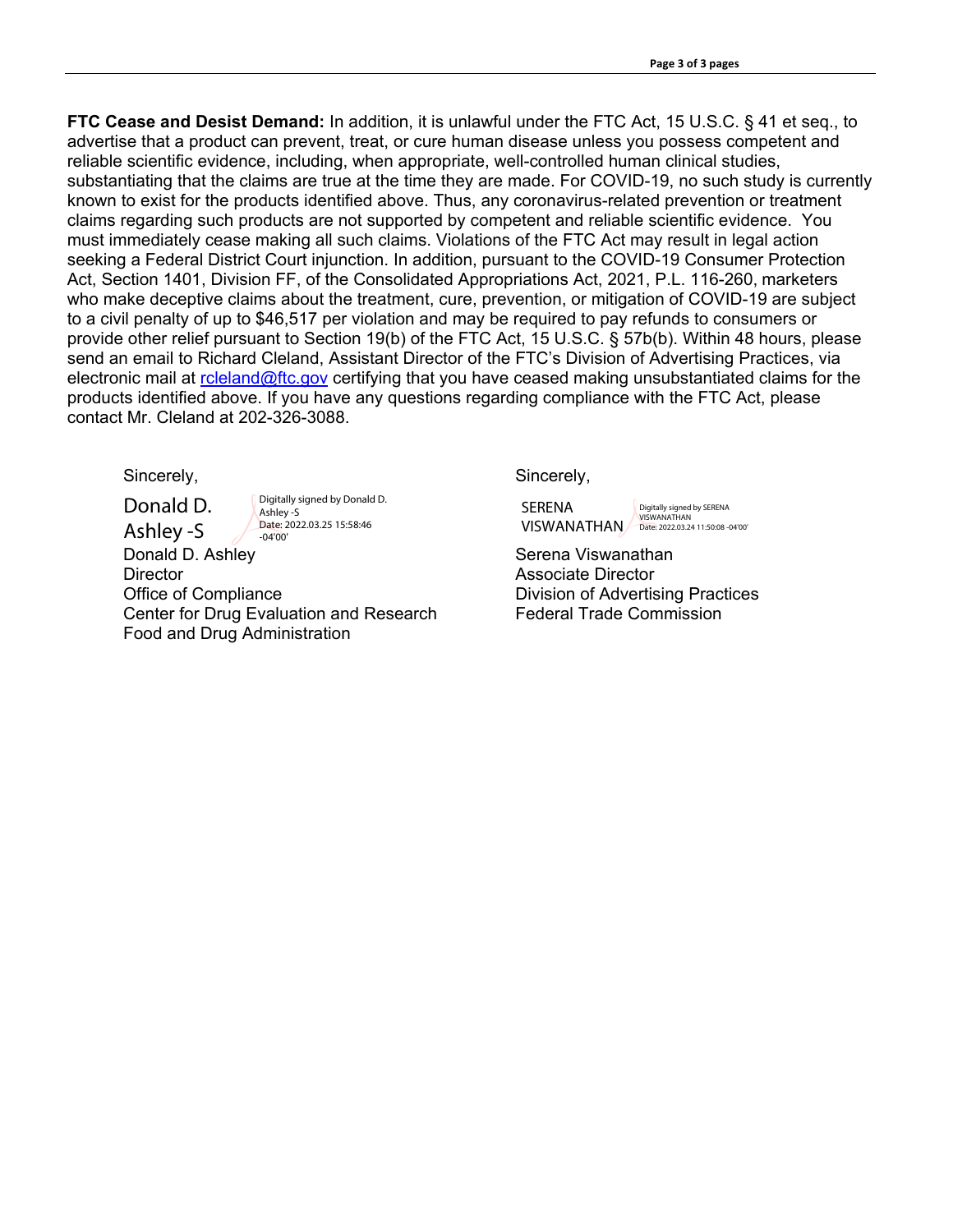**FTC Cease and Desist Demand:** In addition, it is unlawful under the FTC Act, 15 U.S.C. § 41 et seq., to advertise that a product can prevent, treat, or cure human disease unless you possess competent and reliable scientific evidence, including, when appropriate, well-controlled human clinical studies, substantiating that the claims are true at the time they are made. For COVID-19, no such study is currently known to exist for the products identified above. Thus, any coronavirus-related prevention or treatment claims regarding such products are not supported by competent and reliable scientific evidence. You must immediately cease making all such claims. Violations of the FTC Act may result in legal action seeking a Federal District Court injunction. In addition, pursuant to the COVID-19 Consumer Protection Act, Section 1401, Division FF, of the Consolidated Appropriations Act, 2021, P.L. 116-260, marketers who make deceptive claims about the treatment, cure, prevention, or mitigation of COVID-19 are subject to a civil penalty of up to $46,517 per violation and may be required to pay refunds to consumers or provide other relief pursuant to Section 19(b) of the FTC Act, 15 U.S.C. § 57b(b). Within 48 hours, please send an email to Richard Cleland, Assistant Director of the FTC's Division of Advertising Practices, via electronic mail at rcleland@ftc.gov certifying that you have ceased making unsubstantiated claims for the products identified above. If you have any questions regarding compliance with the FTC Act, please contact Mr. Cleland at 202-326-3088.

Sincerely,

Donald D. Ashley -S
Digitally signed by Donald D. Ashley -S
Date: 2022.03.25 15:58:46 -04'00'

Donald D. Ashley
Director
Office of Compliance
Center for Drug Evaluation and Research
Food and Drug Administration

Sincerely,

SERENA VISWANATHAN
Digitally signed by SERENA VISWANATHAN
Date: 2022.03.24 11:50:08 -04'00'

Serena Viswanathan
Associate Director
Division of Advertising Practices
Federal Trade Commission